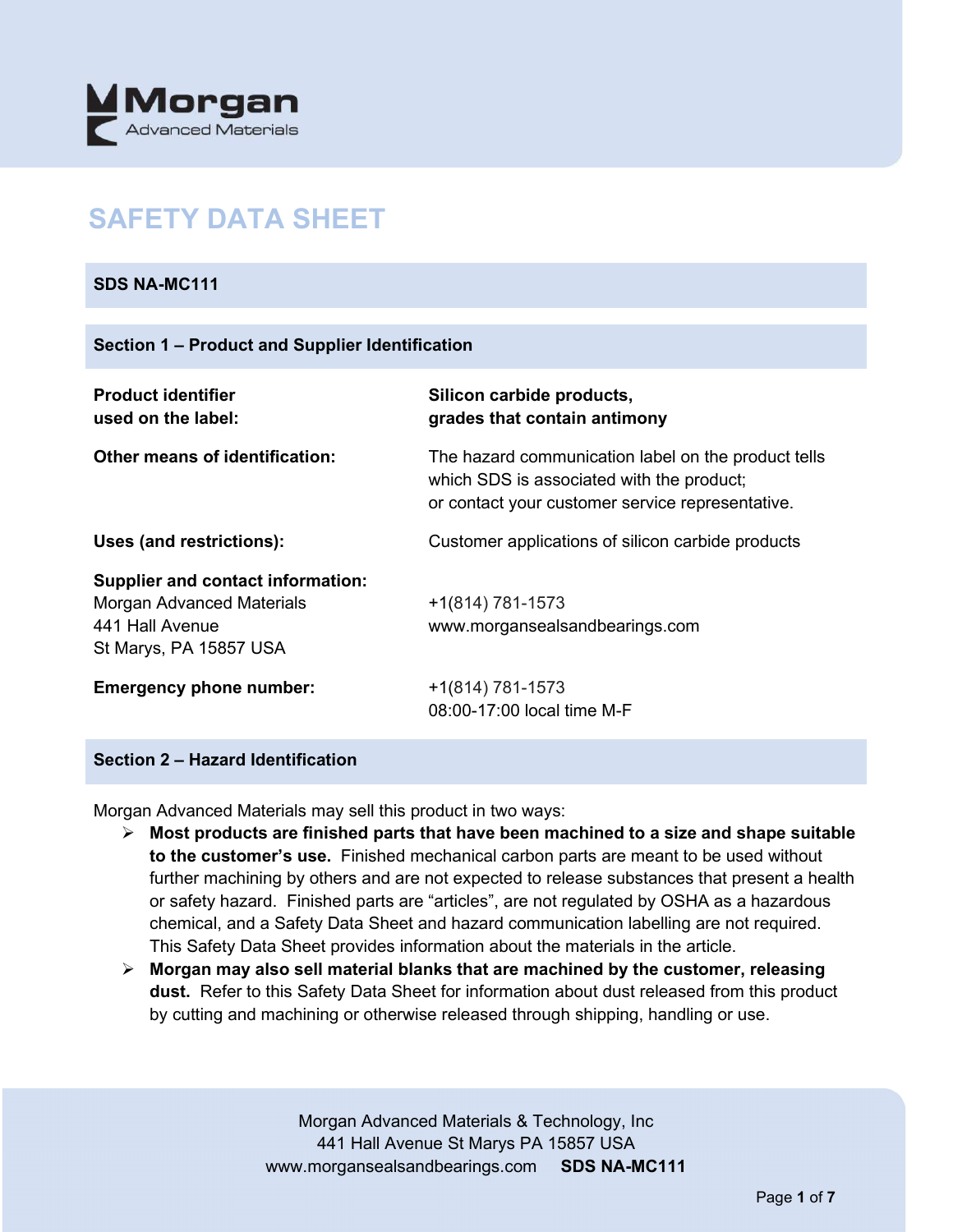Morgan
Advanced Materials

# SAFETY DATA SHEET

**SDS NA-MC111**

## Section 1 – Product and Supplier Identification

| | |
|---|---|
| **Product identifier used on the label:** | **Silicon carbide products, grades that contain antimony** |
| **Other means of identification:** | The hazard communication label on the product tells which SDS is associated with the product; or contact your customer service representative. |
| **Uses (and restrictions):** | Customer applications of silicon carbide products |
| **Supplier and contact information:**<br>Morgan Advanced Materials<br>441 Hall Avenue<br>St Marys, PA 15857 USA | +1(814) 781-1573<br>www.morgansealsandbearings.com |
| **Emergency phone number:** | +1(814) 781-1573<br>08:00-17:00 local time M-F |

## Section 2 – Hazard Identification

Morgan Advanced Materials may sell this product in two ways:

- **Most products are finished parts that have been machined to a size and shape suitable to the customer's use.** Finished mechanical carbon parts are meant to be used without further machining by others and are not expected to release substances that present a health or safety hazard. Finished parts are "articles", are not regulated by OSHA as a hazardous chemical, and a Safety Data Sheet and hazard communication labelling are not required. This Safety Data Sheet provides information about the materials in the article.
- **Morgan may also sell material blanks that are machined by the customer, releasing dust.** Refer to this Safety Data Sheet for information about dust released from this product by cutting and machining or otherwise released through shipping, handling or use.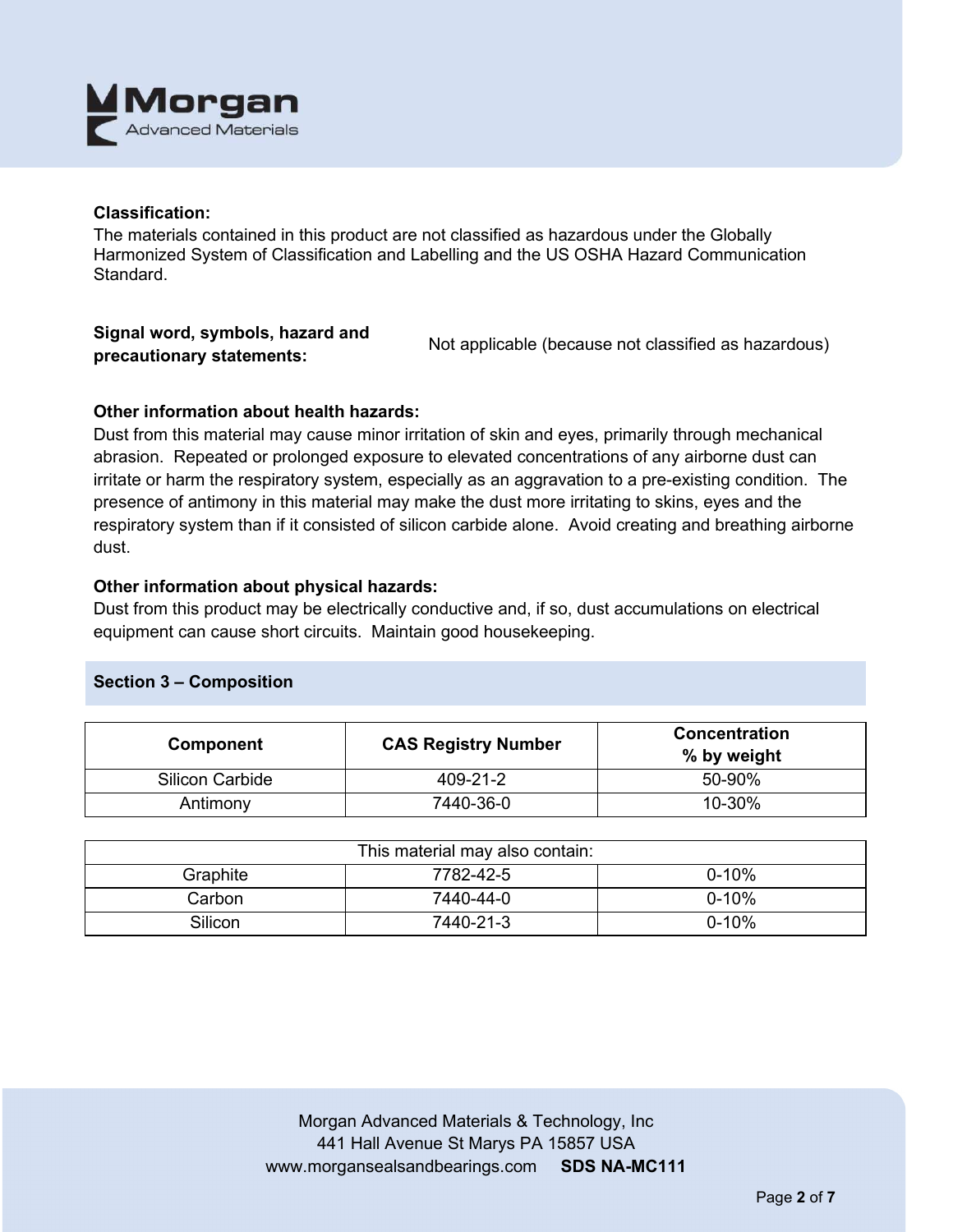**Classification:**
The materials contained in this product are not classified as hazardous under the Globally Harmonized System of Classification and Labelling and the US OSHA Hazard Communication Standard.

**Signal word, symbols, hazard and precautionary statements:** Not applicable (because not classified as hazardous)

**Other information about health hazards:**
Dust from this material may cause minor irritation of skin and eyes, primarily through mechanical abrasion. Repeated or prolonged exposure to elevated concentrations of any airborne dust can irritate or harm the respiratory system, especially as an aggravation to a pre-existing condition. The presence of antimony in this material may make the dust more irritating to skins, eyes and the respiratory system than if it consisted of silicon carbide alone. Avoid creating and breathing airborne dust.

**Other information about physical hazards:**
Dust from this product may be electrically conductive and, if so, dust accumulations on electrical equipment can cause short circuits. Maintain good housekeeping.

## Section 3 – Composition

| Component | CAS Registry Number | Concentration % by weight |
|---|---|---|
| Silicon Carbide | 409-21-2 | 50-90% |
| Antimony | 7440-36-0 | 10-30% |

| This material may also contain: | | |
|---|---|---|
| Graphite | 7782-42-5 | 0-10% |
| Carbon | 7440-44-0 | 0-10% |
| Silicon | 7440-21-3 | 0-10% |

Morgan Advanced Materials & Technology, Inc
441 Hall Avenue St Marys PA 15857 USA
www.morgansealsandbearings.com **SDS NA-MC111**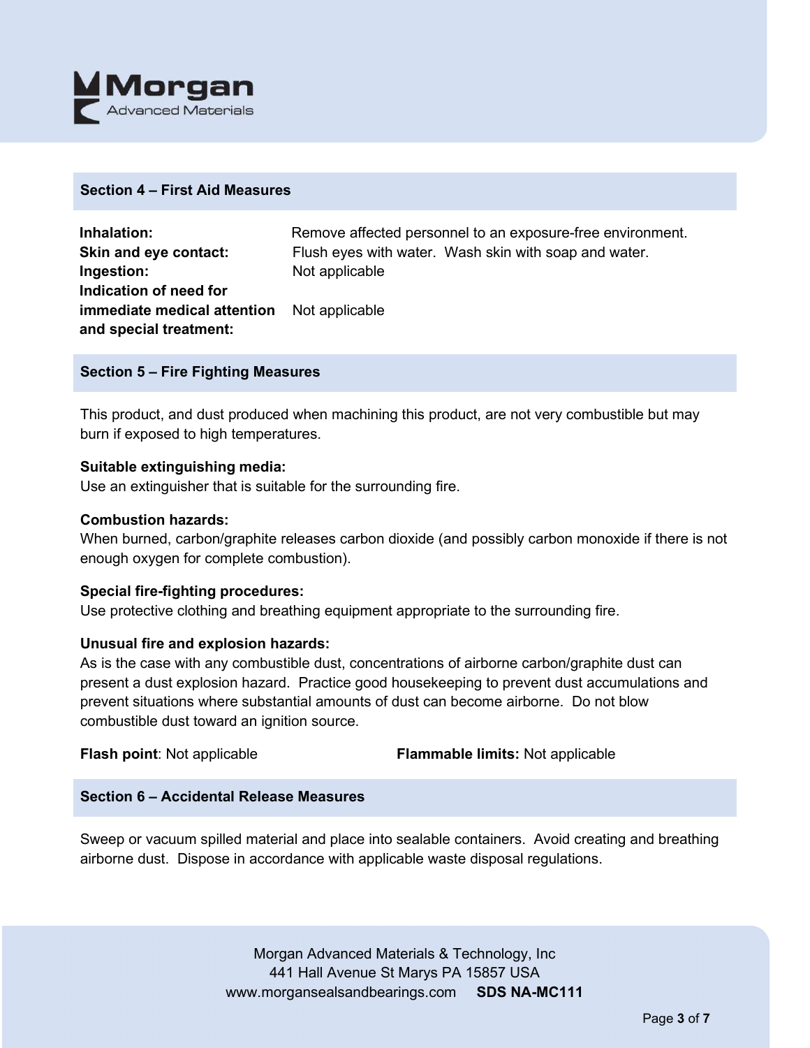## Section 4 – First Aid Measures

| | |
|---|---|
| **Inhalation:** | Remove affected personnel to an exposure-free environment. |
| **Skin and eye contact:** | Flush eyes with water. Wash skin with soap and water. |
| **Ingestion:** | Not applicable |
| **Indication of need for immediate medical attention and special treatment:** | Not applicable |

## Section 5 – Fire Fighting Measures

This product, and dust produced when machining this product, are not very combustible but may burn if exposed to high temperatures.

**Suitable extinguishing media:**
Use an extinguisher that is suitable for the surrounding fire.

**Combustion hazards:**
When burned, carbon/graphite releases carbon dioxide (and possibly carbon monoxide if there is not enough oxygen for complete combustion).

**Special fire-fighting procedures:**
Use protective clothing and breathing equipment appropriate to the surrounding fire.

**Unusual fire and explosion hazards:**
As is the case with any combustible dust, concentrations of airborne carbon/graphite dust can present a dust explosion hazard. Practice good housekeeping to prevent dust accumulations and prevent situations where substantial amounts of dust can become airborne. Do not blow combustible dust toward an ignition source.

**Flash point**: Not applicable

**Flammable limits:** Not applicable

## Section 6 – Accidental Release Measures

Sweep or vacuum spilled material and place into sealable containers. Avoid creating and breathing airborne dust. Dispose in accordance with applicable waste disposal regulations.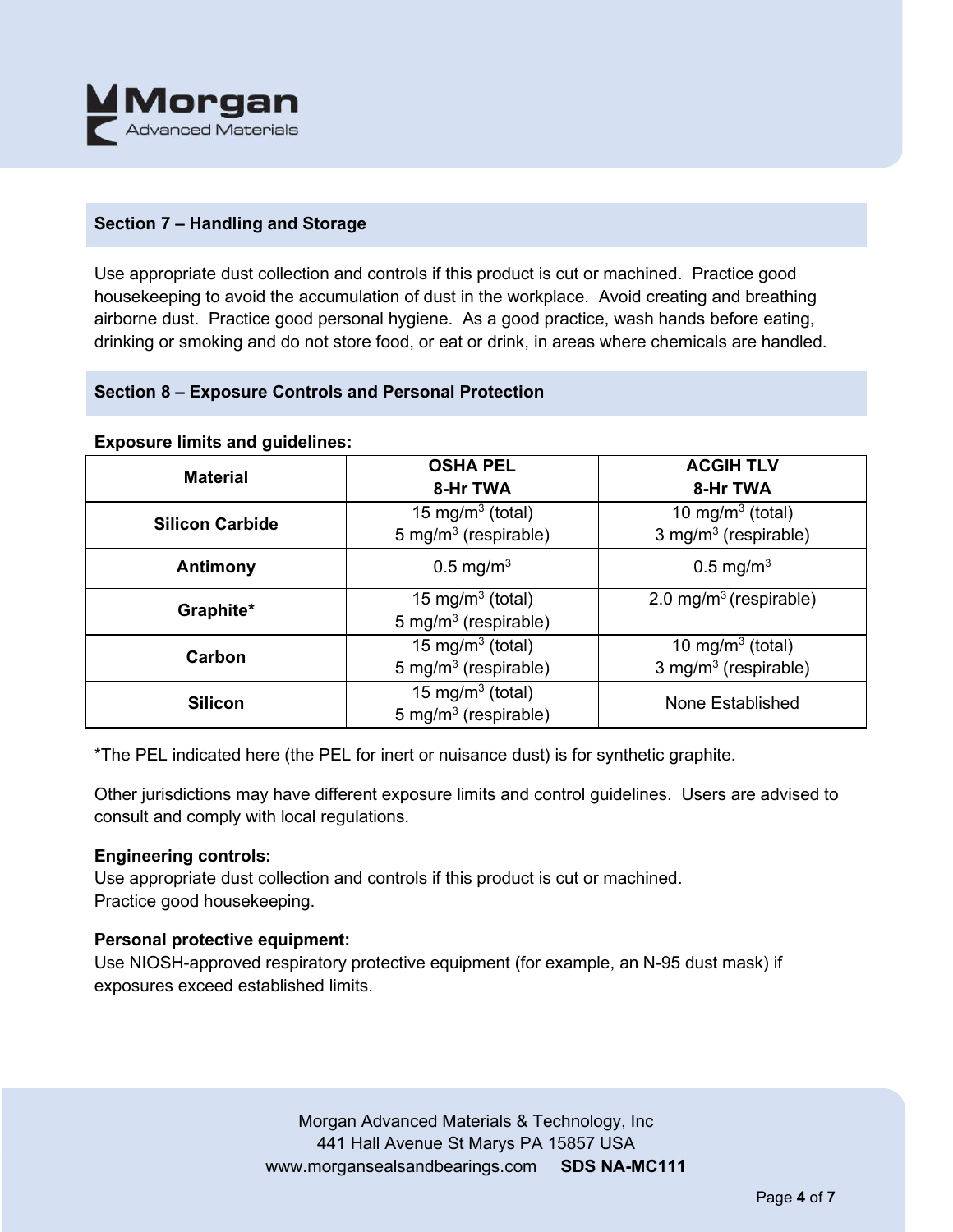## Section 7 – Handling and Storage

Use appropriate dust collection and controls if this product is cut or machined. Practice good housekeeping to avoid the accumulation of dust in the workplace. Avoid creating and breathing airborne dust. Practice good personal hygiene. As a good practice, wash hands before eating, drinking or smoking and do not store food, or eat or drink, in areas where chemicals are handled.

## Section 8 – Exposure Controls and Personal Protection

**Exposure limits and guidelines:**

| Material | OSHA PEL 8-Hr TWA | ACGIH TLV 8-Hr TWA |
| --- | --- | --- |
| **Silicon Carbide** | 15 mg/m$^3$ (total)<br>5 mg/m$^3$ (respirable) | 10 mg/m$^3$ (total)<br>3 mg/m$^3$ (respirable) |
| **Antimony** | 0.5 mg/m$^3$ | 0.5 mg/m$^3$ |
| **Graphite*** | 15 mg/m$^3$ (total)<br>5 mg/m$^3$ (respirable) | 2.0 mg/m$^3$ (respirable) |
| **Carbon** | 15 mg/m$^3$ (total)<br>5 mg/m$^3$ (respirable) | 10 mg/m$^3$ (total)<br>3 mg/m$^3$ (respirable) |
| **Silicon** | 15 mg/m$^3$ (total)<br>5 mg/m$^3$ (respirable) | None Established |

*The PEL indicated here (the PEL for inert or nuisance dust) is for synthetic graphite.

Other jurisdictions may have different exposure limits and control guidelines. Users are advised to consult and comply with local regulations.

**Engineering controls:**
Use appropriate dust collection and controls if this product is cut or machined.
Practice good housekeeping.

**Personal protective equipment:**
Use NIOSH-approved respiratory protective equipment (for example, an N-95 dust mask) if exposures exceed established limits.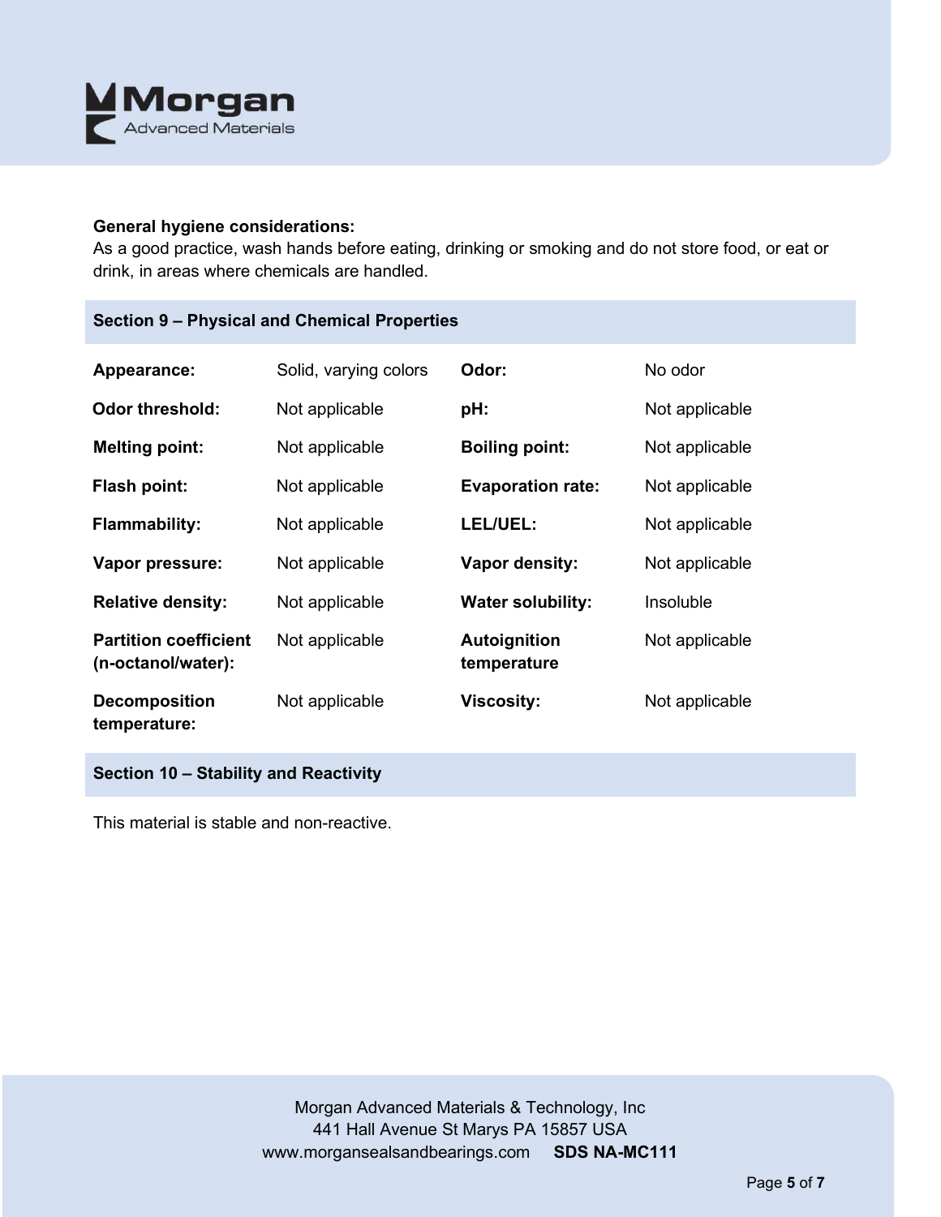**General hygiene considerations:**
As a good practice, wash hands before eating, drinking or smoking and do not store food, or eat or drink, in areas where chemicals are handled.

## Section 9 – Physical and Chemical Properties

| | | | |
|---|---|---|---|
| **Appearance:** | Solid, varying colors | **Odor:** | No odor |
| **Odor threshold:** | Not applicable | **pH:** | Not applicable |
| **Melting point:** | Not applicable | **Boiling point:** | Not applicable |
| **Flash point:** | Not applicable | **Evaporation rate:** | Not applicable |
| **Flammability:** | Not applicable | **LEL/UEL:** | Not applicable |
| **Vapor pressure:** | Not applicable | **Vapor density:** | Not applicable |
| **Relative density:** | Not applicable | **Water solubility:** | Insoluble |
| **Partition coefficient (n-octanol/water):** | Not applicable | **Autoignition temperature** | Not applicable |
| **Decomposition temperature:** | Not applicable | **Viscosity:** | Not applicable |

## Section 10 – Stability and Reactivity

This material is stable and non-reactive.

Morgan Advanced Materials & Technology, Inc
441 Hall Avenue St Marys PA 15857 USA
www.morgansealsandbearings.com **SDS NA-MC111**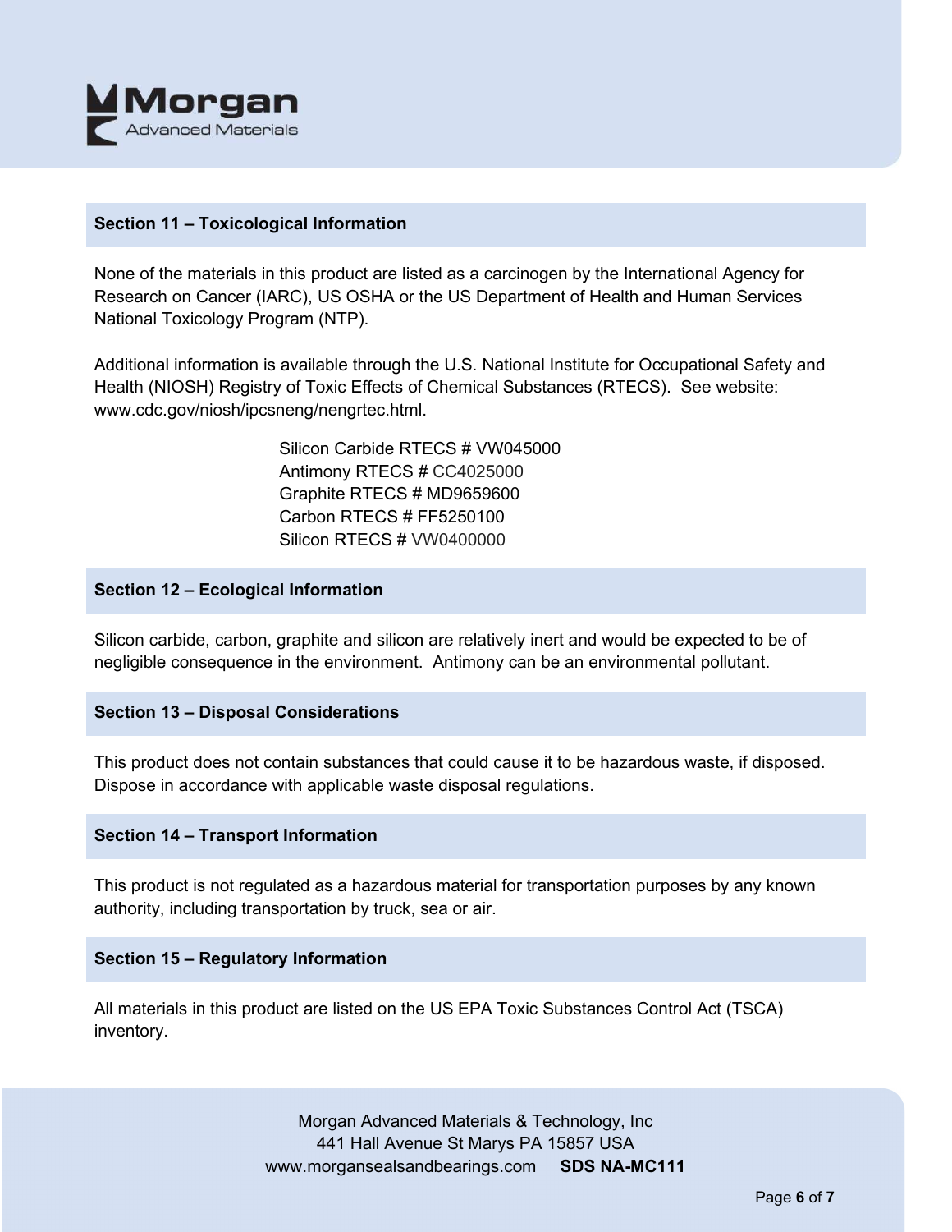## Section 11 – Toxicological Information

None of the materials in this product are listed as a carcinogen by the International Agency for Research on Cancer (IARC), US OSHA or the US Department of Health and Human Services National Toxicology Program (NTP).

Additional information is available through the U.S. National Institute for Occupational Safety and Health (NIOSH) Registry of Toxic Effects of Chemical Substances (RTECS). See website: www.cdc.gov/niosh/ipcsneng/nengrtec.html.

Silicon Carbide RTECS # VW045000
Antimony RTECS # CC4025000
Graphite RTECS # MD9659600
Carbon RTECS # FF5250100
Silicon RTECS # VW0400000

## Section 12 – Ecological Information

Silicon carbide, carbon, graphite and silicon are relatively inert and would be expected to be of negligible consequence in the environment. Antimony can be an environmental pollutant.

## Section 13 – Disposal Considerations

This product does not contain substances that could cause it to be hazardous waste, if disposed. Dispose in accordance with applicable waste disposal regulations.

## Section 14 – Transport Information

This product is not regulated as a hazardous material for transportation purposes by any known authority, including transportation by truck, sea or air.

## Section 15 – Regulatory Information

All materials in this product are listed on the US EPA Toxic Substances Control Act (TSCA) inventory.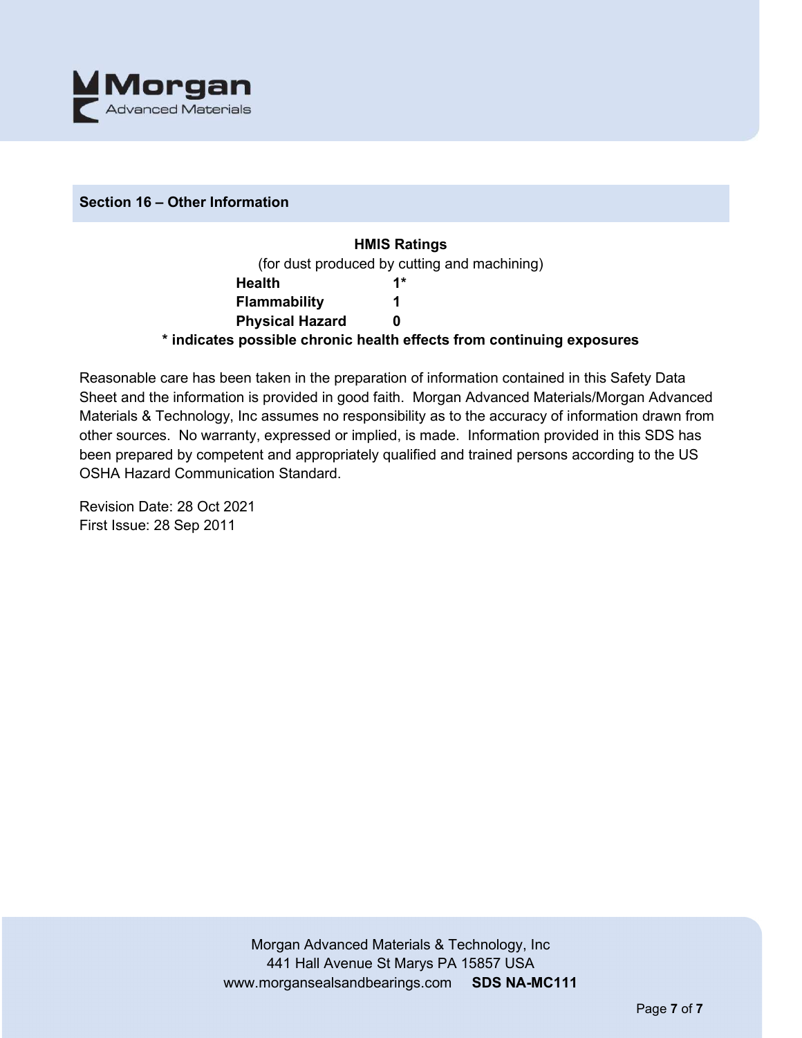## Section 16 – Other Information

**HMIS Ratings**

(for dust produced by cutting and machining)

| | |
|---|---|
| **Health** | **1*** |
| **Flammability** | **1** |
| **Physical Hazard** | **0** |

**\* indicates possible chronic health effects from continuing exposures**

Reasonable care has been taken in the preparation of information contained in this Safety Data Sheet and the information is provided in good faith. Morgan Advanced Materials/Morgan Advanced Materials & Technology, Inc assumes no responsibility as to the accuracy of information drawn from other sources. No warranty, expressed or implied, is made. Information provided in this SDS has been prepared by competent and appropriately qualified and trained persons according to the US OSHA Hazard Communication Standard.

Revision Date: 28 Oct 2021
First Issue: 28 Sep 2011